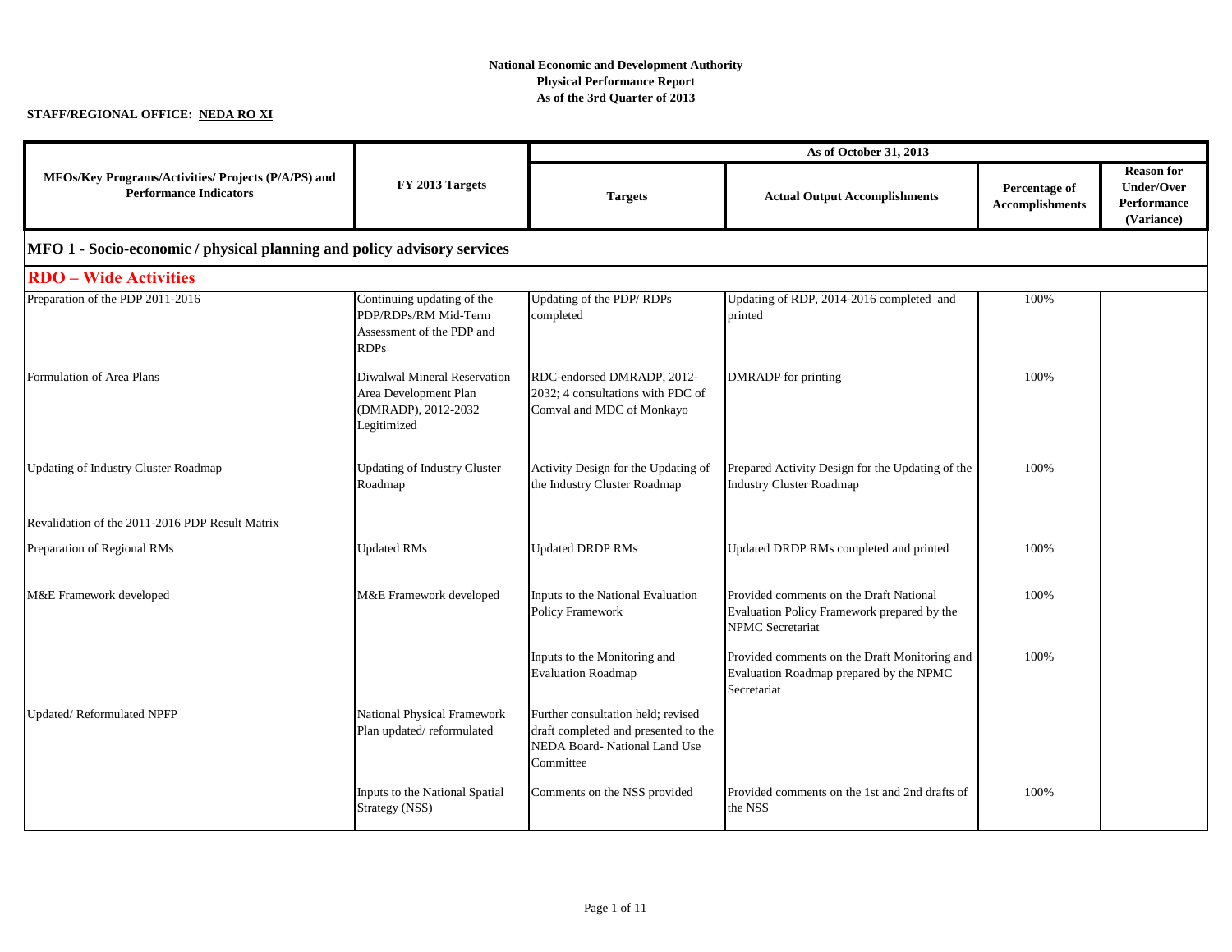**National Economic and Development Authority**
**Physical Performance Report**
**As of the 3rd Quarter of 2013**

**STAFF/REGIONAL OFFICE: NEDA RO XI**

| MFOs/Key Programs/Activities/ Projects (P/A/PS) and Performance Indicators | FY 2013 Targets | As of October 31, 2013 | | | |
|---|---|---|---|---|---|
| | | Targets | Actual Output Accomplishments | Percentage of Accomplishments | Reason for Under/Over Performance (Variance) |
| **MFO 1 - Socio-economic / physical planning and policy advisory services** | | | | | |
| **RDO – Wide Activities** | | | | | |
| Preparation of the PDP 2011-2016 | Continuing updating of the PDP/RDPs/RM Mid-Term Assessment of the PDP and RDPs | Updating of the PDP/ RDPs completed | Updating of RDP, 2014-2016 completed and printed | 100% | |
| Formulation of Area Plans | Diwalwal Mineral Reservation Area Development Plan (DMRADP), 2012-2032 Legitimized | RDC-endorsed DMRADP, 2012-2032; 4 consultations with PDC of Comval and MDC of Monkayo | DMRADP for printing | 100% | |
| Updating of Industry Cluster Roadmap | Updating of Industry Cluster Roadmap | Activity Design for the Updating of the Industry Cluster Roadmap | Prepared Activity Design for the Updating of the Industry Cluster Roadmap | 100% | |
| Revalidation of the 2011-2016 PDP Result Matrix | | | | | |
| Preparation of Regional RMs | Updated RMs | Updated DRDP RMs | Updated DRDP RMs completed and printed | 100% | |
| M&E Framework developed | M&E Framework developed | Inputs to the National Evaluation Policy Framework | Provided comments on the Draft National Evaluation Policy Framework prepared by the NPMC Secretariat | 100% | |
| | | Inputs to the Monitoring and Evaluation Roadmap | Provided comments on the Draft Monitoring and Evaluation Roadmap prepared by the NPMC Secretariat | 100% | |
| Updated/ Reformulated NPFP | National Physical Framework Plan updated/ reformulated | Further consultation held; revised draft completed and presented to the NEDA Board- National Land Use Committee | | | |
| | Inputs to the National Spatial Strategy (NSS) | Comments on the NSS provided | Provided comments on the 1st and 2nd drafts of the NSS | 100% | |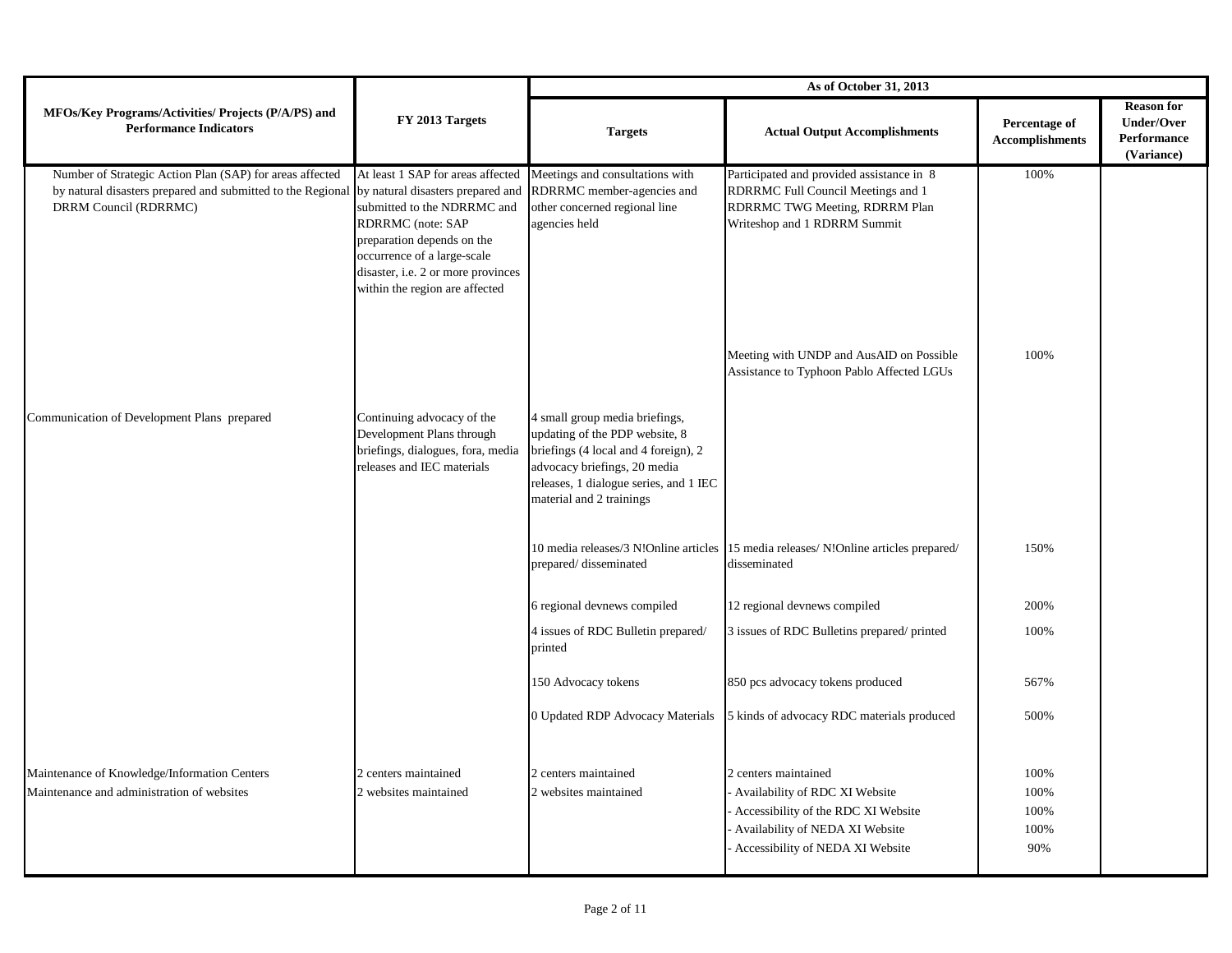| MFOs/Key Programs/Activities/ Projects (P/A/PS) and Performance Indicators | FY 2013 Targets | As of October 31, 2013 | | | |
|---|---|---|---|---|---|
| | | Targets | Actual Output Accomplishments | Percentage of Accomplishments | Reason for Under/Over Performance (Variance) |
| Number of Strategic Action Plan (SAP) for areas affected by natural disasters prepared and submitted to the Regional DRRM Council (RDRRMC) | At least 1 SAP for areas affected by natural disasters prepared and submitted to the NDRRMC and RDRRMC (note: SAP preparation depends on the occurrence of a large-scale disaster, i.e. 2 or more provinces within the region are affected | Meetings and consultations with RDRRMC member-agencies and other concerned regional line agencies held | Participated and provided assistance in 8 RDRRMC Full Council Meetings and 1 RDRRMC TWG Meeting, RDRRM Plan Writeshop and 1 RDRRM Summit | 100% | |
| | | | Meeting with UNDP and AusAID on Possible Assistance to Typhoon Pablo Affected LGUs | 100% | |
| Communication of Development Plans prepared | Continuing advocacy of the Development Plans through briefings, dialogues, fora, media releases and IEC materials | 4 small group media briefings, updating of the PDP website, 8 briefings (4 local and 4 foreign), 2 advocacy briefings, 20 media releases, 1 dialogue series, and 1 IEC material and 2 trainings | | | |
| | | 10 media releases/3 N!Online articles prepared/ disseminated | 15 media releases/ N!Online articles prepared/ disseminated | 150% | |
| | | 6 regional devnews compiled | 12 regional devnews compiled | 200% | |
| | | 4 issues of RDC Bulletin prepared/ printed | 3 issues of RDC Bulletins prepared/ printed | 100% | |
| | | 150 Advocacy tokens | 850 pcs advocacy tokens produced | 567% | |
| | | 0 Updated RDP Advocacy Materials | 5 kinds of advocacy RDC materials produced | 500% | |
| Maintenance of Knowledge/Information Centers | 2 centers maintained | 2 centers maintained | 2 centers maintained | 100% | |
| Maintenance and administration of websites | 2 websites maintained | 2 websites maintained | - Availability of RDC XI Website | 100% | |
| | | | - Accessibility of the RDC XI Website | 100% | |
| | | | - Availability of NEDA XI Website | 100% | |
| | | | - Accessibility of NEDA XI Website | 90% | |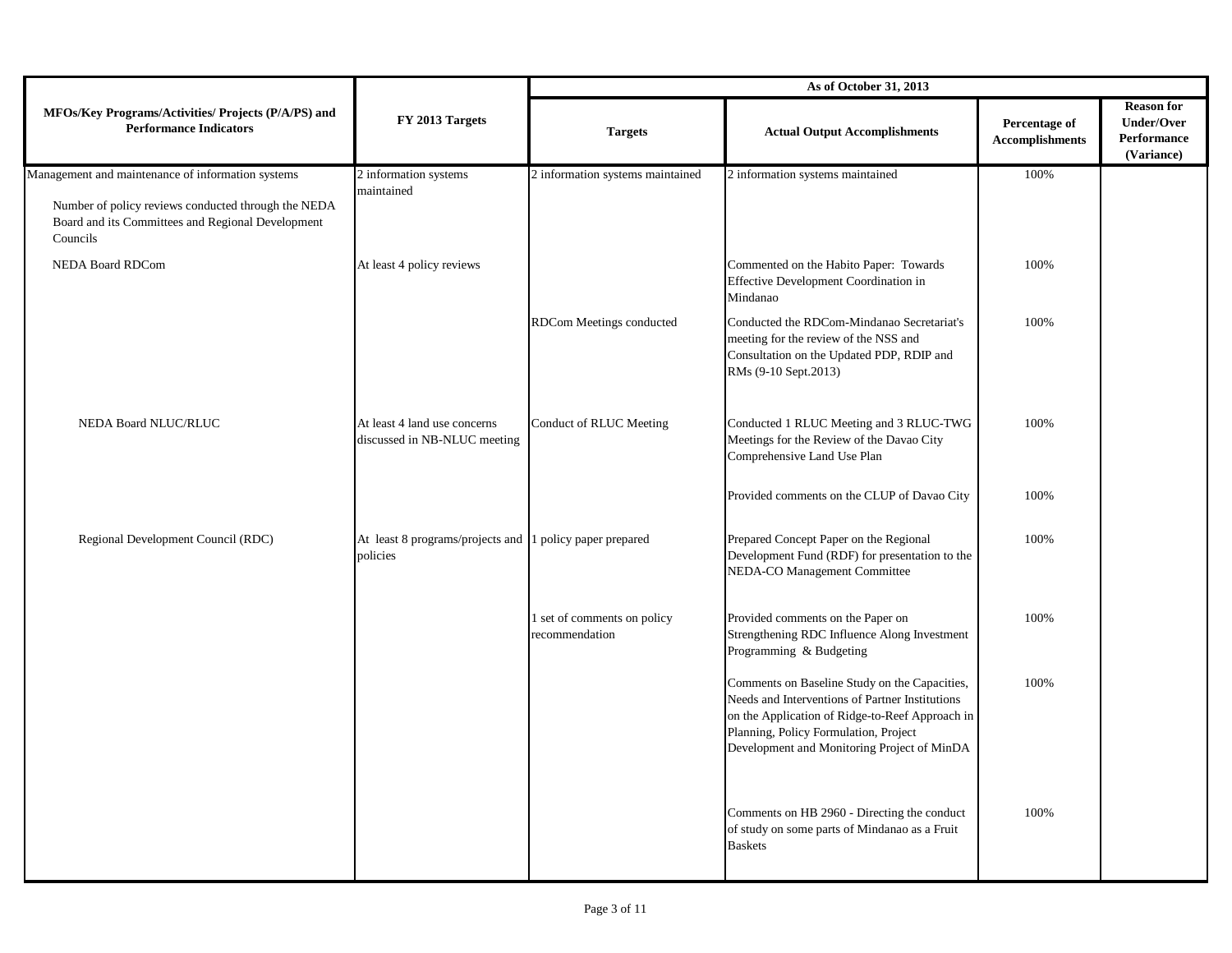| MFOs/Key Programs/Activities/ Projects (P/A/PS) and Performance Indicators | FY 2013 Targets | As of October 31, 2013 | | | |
|---|---|---|---|---|---|
| | | Targets | Actual Output Accomplishments | Percentage of Accomplishments | Reason for Under/Over Performance (Variance) |
| Management and maintenance of information systems | 2 information systems maintained | 2 information systems maintained | 2 information systems maintained | 100% | |
| Number of policy reviews conducted through the NEDA Board and its Committees and Regional Development Councils | | | | | |
| NEDA Board RDCom | At least 4 policy reviews | | Commented on the Habito Paper: Towards Effective Development Coordination in Mindanao | 100% | |
| | | RDCom Meetings conducted | Conducted the RDCom-Mindanao Secretariat's meeting for the review of the NSS and Consultation on the Updated PDP, RDIP and RMs (9-10 Sept.2013) | 100% | |
| NEDA Board NLUC/RLUC | At least 4 land use concerns discussed in NB-NLUC meeting | Conduct of RLUC Meeting | Conducted 1 RLUC Meeting and 3 RLUC-TWG Meetings for the Review of the Davao City Comprehensive Land Use Plan | 100% | |
| | | | Provided comments on the CLUP of Davao City | 100% | |
| Regional Development Council (RDC) | At least 8 programs/projects and policies | 1 policy paper prepared | Prepared Concept Paper on the Regional Development Fund (RDF) for presentation to the NEDA-CO Management Committee | 100% | |
| | | 1 set of comments on policy recommendation | Provided comments on the Paper on Strengthening RDC Influence Along Investment Programming & Budgeting | 100% | |
| | | | Comments on Baseline Study on the Capacities, Needs and Interventions of Partner Institutions on the Application of Ridge-to-Reef Approach in Planning, Policy Formulation, Project Development and Monitoring Project of MinDA | 100% | |
| | | | Comments on HB 2960 - Directing the conduct of study on some parts of Mindanao as a Fruit Baskets | 100% | |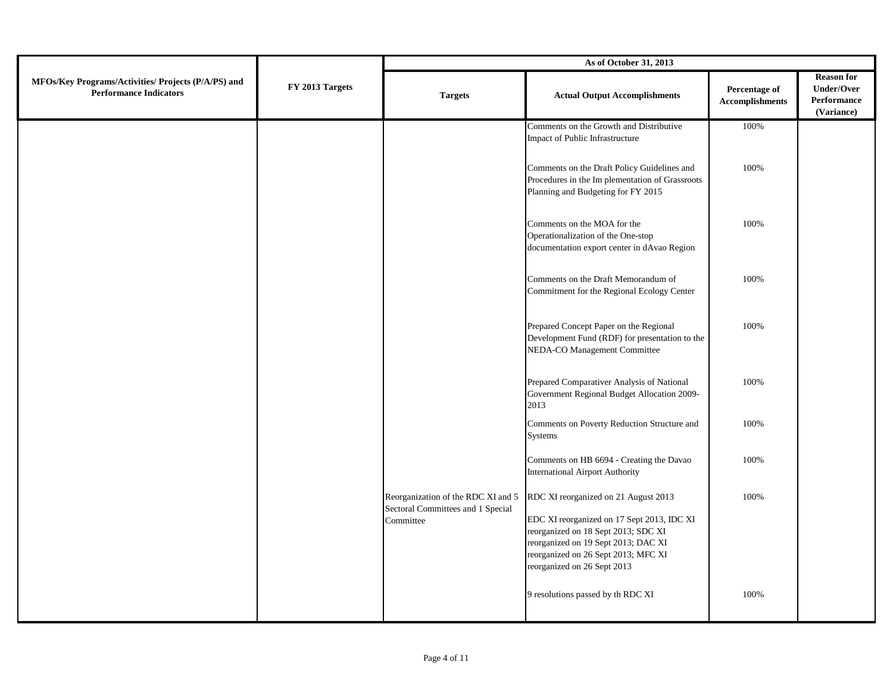| MFOs/Key Programs/Activities/ Projects (P/A/PS) and Performance Indicators | FY 2013 Targets | As of October 31, 2013 | | | |
|---|---|---|---|---|---|
| | | Targets | Actual Output Accomplishments | Percentage of Accomplishments | Reason for Under/Over Performance (Variance) |
| | | | Comments on the Growth and Distributive Impact of Public Infrastructure | 100% | |
| | | | Comments on the Draft Policy Guidelines and Procedures in the Im plementation of Grassroots Planning and Budgeting for FY 2015 | 100% | |
| | | | Comments on the MOA for the Operationalization of the One-stop documentation export center in dAvao Region | 100% | |
| | | | Comments on the Draft Memorandum of Commitment for the Regional Ecology Center | 100% | |
| | | | Prepared Concept Paper on the Regional Development Fund (RDF) for presentation to the NEDA-CO Management Committee | 100% | |
| | | | Prepared Comparativer Analysis of National Government Regional Budget Allocation 2009-2013 | 100% | |
| | | | Comments on Poverty Reduction Structure and Systems | 100% | |
| | | | Comments on HB 6694 - Creating the Davao International Airport Authority | 100% | |
| | | Reorganization of the RDC XI and 5 Sectoral Committees and 1 Special Committee | RDC XI reorganized on 21 August 2013 | 100% | |
| | | | EDC XI reorganized on 17 Sept 2013, IDC XI reorganized on 18 Sept 2013; SDC XI reorganized on 19 Sept 2013; DAC XI reorganized on 26 Sept 2013; MFC XI reorganized on 26 Sept 2013 | | |
| | | | 9 resolutions passed by th RDC XI | 100% | |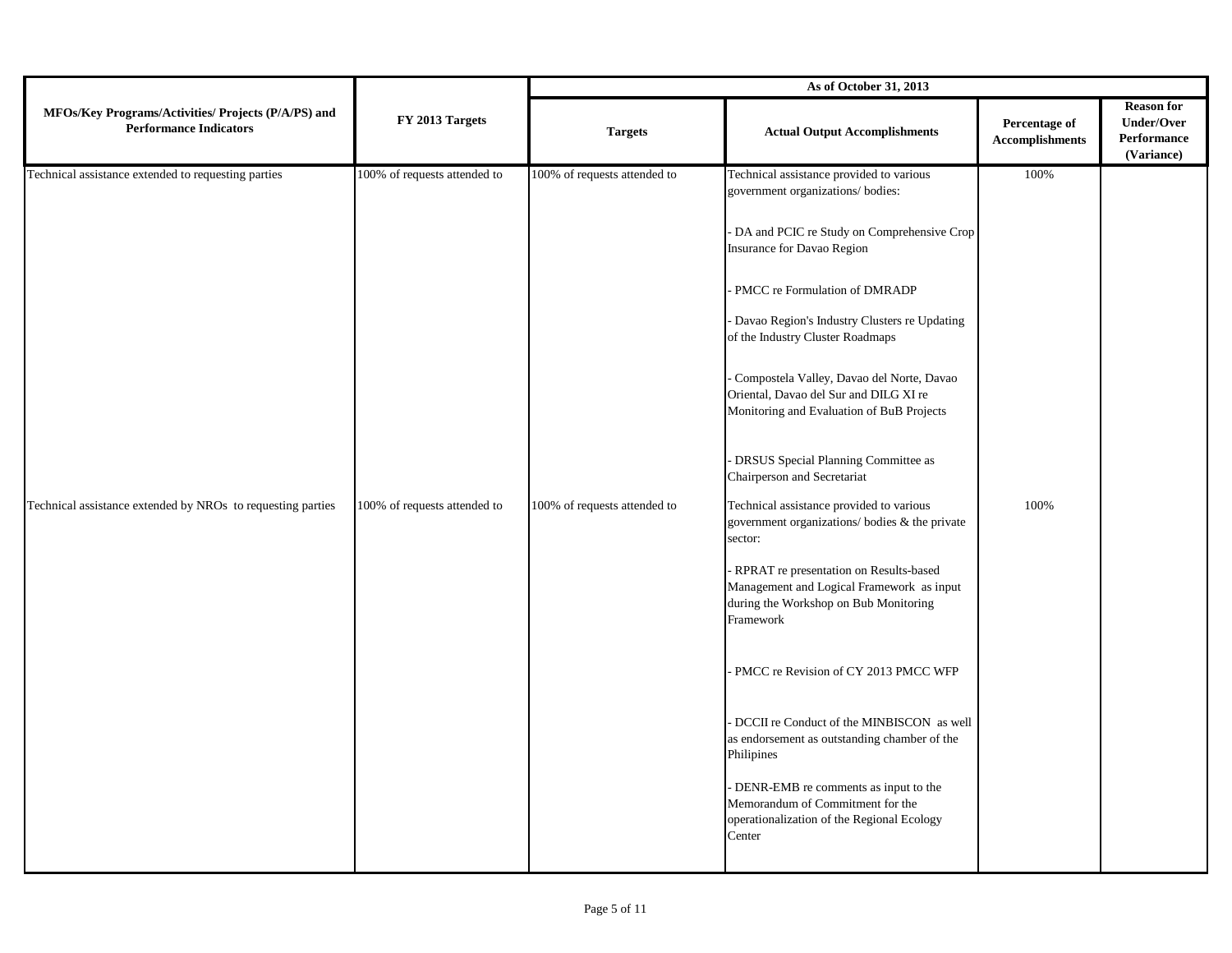| MFOs/Key Programs/Activities/ Projects (P/A/PS) and Performance Indicators | FY 2013 Targets | As of October 31, 2013 | | | |
|---|---|---|---|---|---|
| | | Targets | Actual Output Accomplishments | Percentage of Accomplishments | Reason for Under/Over Performance (Variance) |
| Technical assistance extended to requesting parties | 100% of requests attended to | 100% of requests attended to | Technical assistance provided to various government organizations/ bodies:<br><br>- DA and PCIC re Study on Comprehensive Crop Insurance for Davao Region<br><br>- PMCC re Formulation of DMRADP<br><br>- Davao Region's Industry Clusters re Updating of the Industry Cluster Roadmaps<br><br>- Compostela Valley, Davao del Norte, Davao Oriental, Davao del Sur and DILG XI re Monitoring and Evaluation of BuB Projects<br><br>- DRSUS Special Planning Committee as Chairperson and Secretariat | 100% | |
| Technical assistance extended by NROs to requesting parties | 100% of requests attended to | 100% of requests attended to | Technical assistance provided to various government organizations/ bodies & the private sector:<br><br>- RPRAT re presentation on Results-based Management and Logical Framework as input during the Workshop on Bub Monitoring Framework<br><br>- PMCC re Revision of CY 2013 PMCC WFP<br><br>- DCCII re Conduct of the MINBISCON as well as endorsement as outstanding chamber of the Philipines<br><br>- DENR-EMB re comments as input to the Memorandum of Commitment for the operationalization of the Regional Ecology Center | 100% | |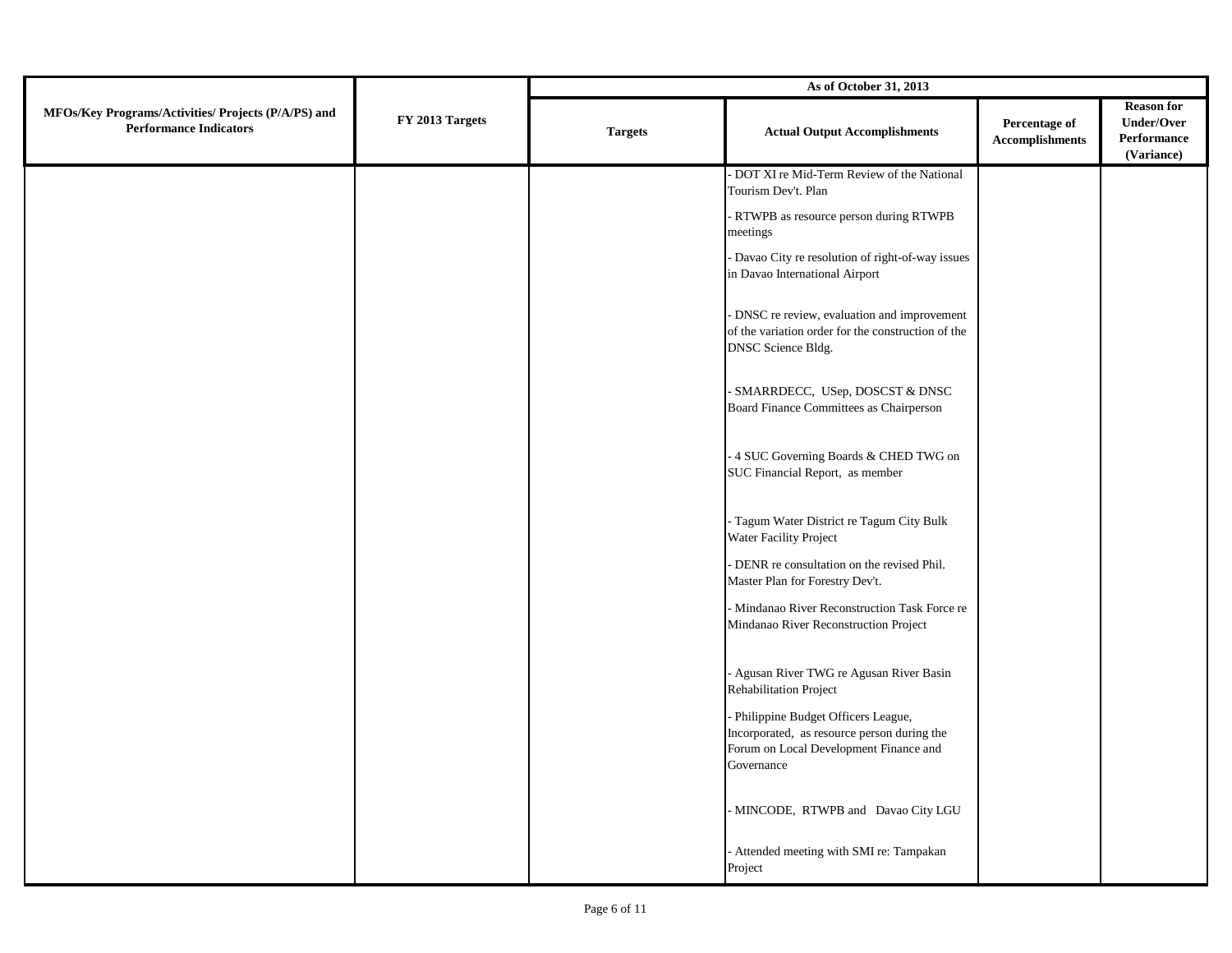| MFOs/Key Programs/Activities/ Projects (P/A/PS) and Performance Indicators | FY 2013 Targets | As of October 31, 2013 | | | |
|---|---|---|---|---|---|
| | | Targets | Actual Output Accomplishments | Percentage of Accomplishments | Reason for Under/Over Performance (Variance) |
| | | | - DOT XI re Mid-Term Review of the National Tourism Dev't. Plan | | |
| | | | - RTWPB as resource person during RTWPB meetings | | |
| | | | - Davao City re resolution of right-of-way issues in Davao International Airport | | |
| | | | - DNSC re review, evaluation and improvement of the variation order for the construction of the DNSC Science Bldg. | | |
| | | | - SMARRDECC, USep, DOSCST & DNSC Board Finance Committees as Chairperson | | |
| | | | - 4 SUC Governing Boards & CHED TWG on SUC Financial Report, as member | | |
| | | | - Tagum Water District re Tagum City Bulk Water Facility Project | | |
| | | | - DENR re consultation on the revised Phil. Master Plan for Forestry Dev't. | | |
| | | | - Mindanao River Reconstruction Task Force re Mindanao River Reconstruction Project | | |
| | | | - Agusan River TWG re Agusan River Basin Rehabilitation Project | | |
| | | | - Philippine Budget Officers League, Incorporated, as resource person during the Forum on Local Development Finance and Governance | | |
| | | | - MINCODE, RTWPB and Davao City LGU | | |
| | | | - Attended meeting with SMI re: Tampakan Project | | |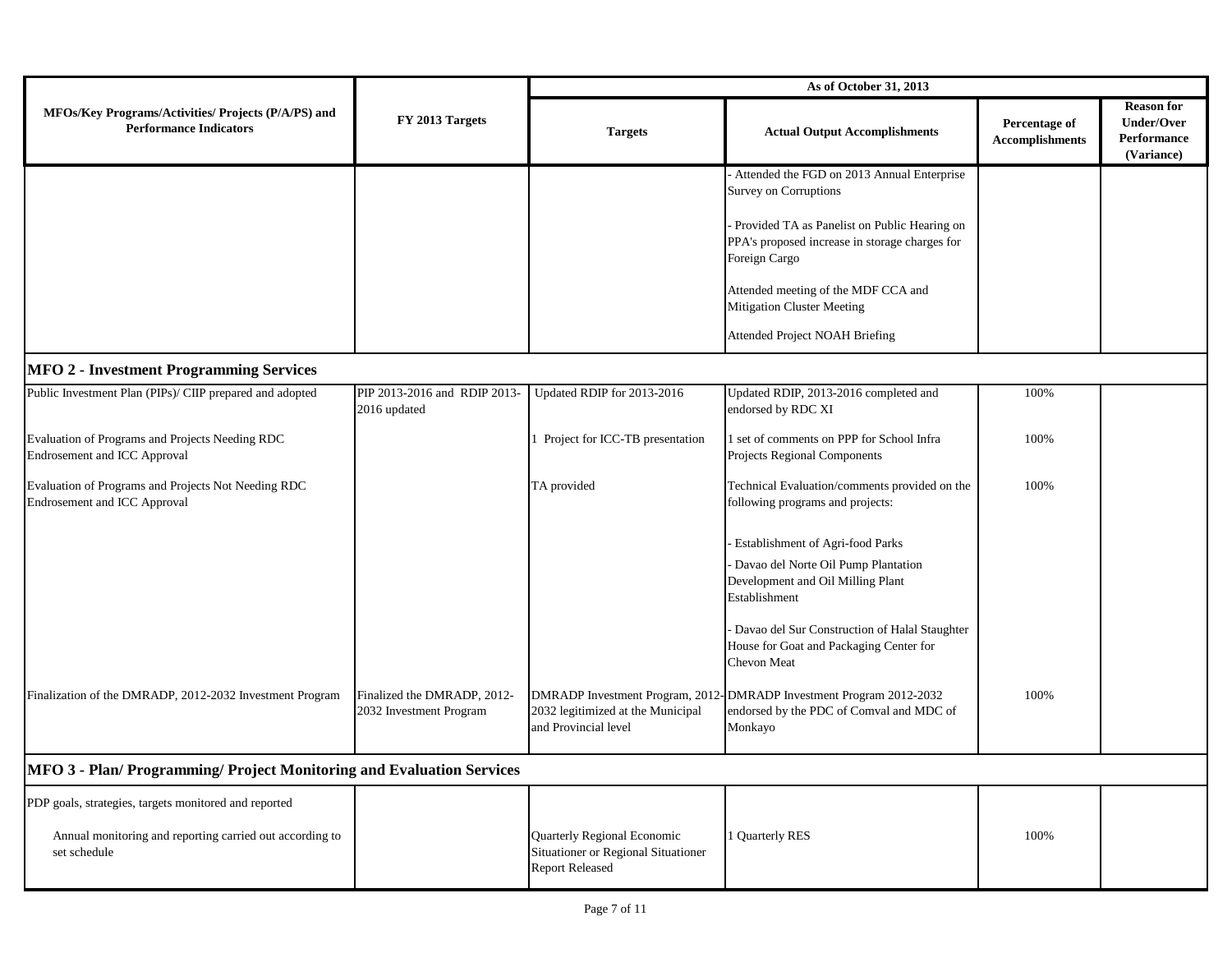| MFOs/Key Programs/Activities/ Projects (P/A/PS) and Performance Indicators | FY 2013 Targets | As of October 31, 2013 | | | |
|---|---|---|---|---|---|
| | | Targets | Actual Output Accomplishments | Percentage of Accomplishments | Reason for Under/Over Performance (Variance) |
| | | | - Attended the FGD on 2013 Annual Enterprise Survey on Corruptions<br><br>- Provided TA as Panelist on Public Hearing on PPA's proposed increase in storage charges for Foreign Cargo<br><br>Attended meeting of the MDF CCA and Mitigation Cluster Meeting<br><br>Attended Project NOAH Briefing | | |
| **MFO 2 - Investment Programming Services** | | | | | |
| Public Investment Plan (PIPs)/ CIIP prepared and adopted | PIP 2013-2016 and RDIP 2013-2016 updated | Updated RDIP for 2013-2016 | Updated RDIP, 2013-2016 completed and endorsed by RDC XI | 100% | |
| Evaluation of Programs and Projects Needing RDC Endrosement and ICC Approval | | 1 Project for ICC-TB presentation | 1 set of comments on PPP for School Infra Projects Regional Components | 100% | |
| Evaluation of Programs and Projects Not Needing RDC Endrosement and ICC Approval | | TA provided | Technical Evaluation/comments provided on the following programs and projects:<br><br>- Establishment of Agri-food Parks<br>- Davao del Norte Oil Pump Plantation Development and Oil Milling Plant Establishment<br><br>- Davao del Sur Construction of Halal Staughter House for Goat and Packaging Center for Chevon Meat | 100% | |
| Finalization of the DMRADP, 2012-2032 Investment Program | Finalized the DMRADP, 2012-2032 Investment Program | DMRADP Investment Program, 2012-2032 legitimized at the Municipal and Provincial level | DMRADP Investment Program 2012-2032 endorsed by the PDC of Comval and MDC of Monkayo | 100% | |
| **MFO 3 - Plan/ Programming/ Project Monitoring and Evaluation Services** | | | | | |
| PDP goals, strategies, targets monitored and reported | | | | | |
| Annual monitoring and reporting carried out according to set schedule | | Quarterly Regional Economic Situationer or Regional Situationer Report Released | 1 Quarterly RES | 100% | |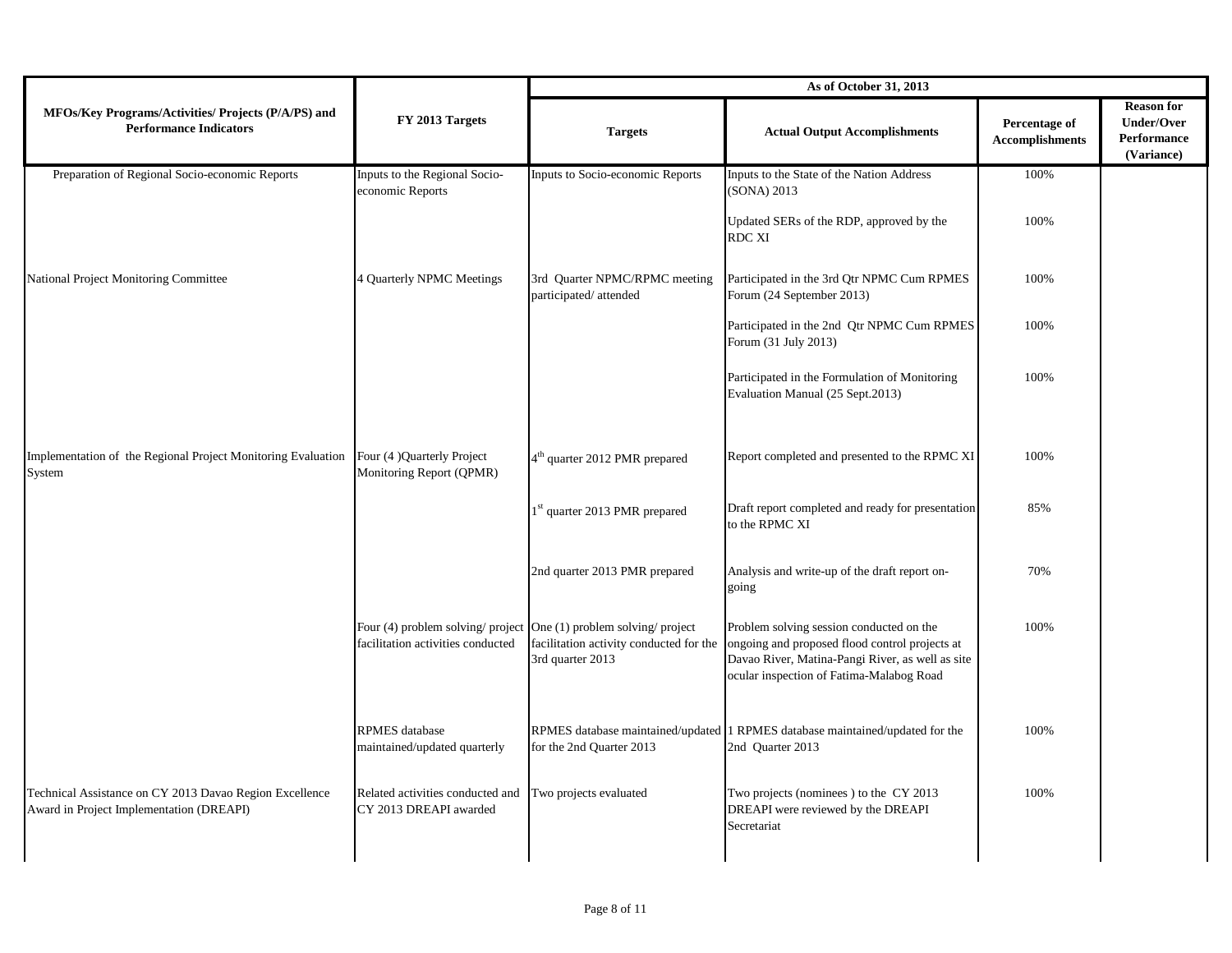| MFOs/Key Programs/Activities/ Projects (P/A/PS) and Performance Indicators | FY 2013 Targets | As of October 31, 2013 | | | |
|---|---|---|---|---|---|
| | | Targets | Actual Output Accomplishments | Percentage of Accomplishments | Reason for Under/Over Performance (Variance) |
| Preparation of Regional Socio-economic Reports | Inputs to the Regional Socio-economic Reports | Inputs to Socio-economic Reports | Inputs to the State of the Nation Address (SONA) 2013 | 100% | |
| | | | Updated SERs of the RDP, approved by the RDC XI | 100% | |
| National Project Monitoring Committee | 4 Quarterly NPMC Meetings | 3rd Quarter NPMC/RPMC meeting participated/ attended | Participated in the 3rd Qtr NPMC Cum RPMES Forum (24 September 2013) | 100% | |
| | | | Participated in the 2nd Qtr NPMC Cum RPMES Forum (31 July 2013) | 100% | |
| | | | Participated in the Formulation of Monitoring Evaluation Manual (25 Sept.2013) | 100% | |
| Implementation of the Regional Project Monitoring Evaluation System | Four (4 )Quarterly Project Monitoring Report (QPMR) | 4th quarter 2012 PMR prepared | Report completed and presented to the RPMC XI | 100% | |
| | | 1st quarter 2013 PMR prepared | Draft report completed and ready for presentation to the RPMC XI | 85% | |
| | | 2nd quarter 2013 PMR prepared | Analysis and write-up of the draft report on-going | 70% | |
| | Four (4) problem solving/ project facilitation activities conducted | One (1) problem solving/ project facilitation activity conducted for the 3rd quarter 2013 | Problem solving session conducted on the ongoing and proposed flood control projects at Davao River, Matina-Pangi River, as well as site ocular inspection of Fatima-Malabog Road | 100% | |
| | RPMES database maintained/updated quarterly | RPMES database maintained/updated for the 2nd Quarter 2013 | 1 RPMES database maintained/updated for the 2nd Quarter 2013 | 100% | |
| Technical Assistance on CY 2013 Davao Region Excellence Award in Project Implementation (DREAPI) | Related activities conducted and CY 2013 DREAPI awarded | Two projects evaluated | Two projects (nominees ) to the CY 2013 DREAPI were reviewed by the DREAPI Secretariat | 100% | |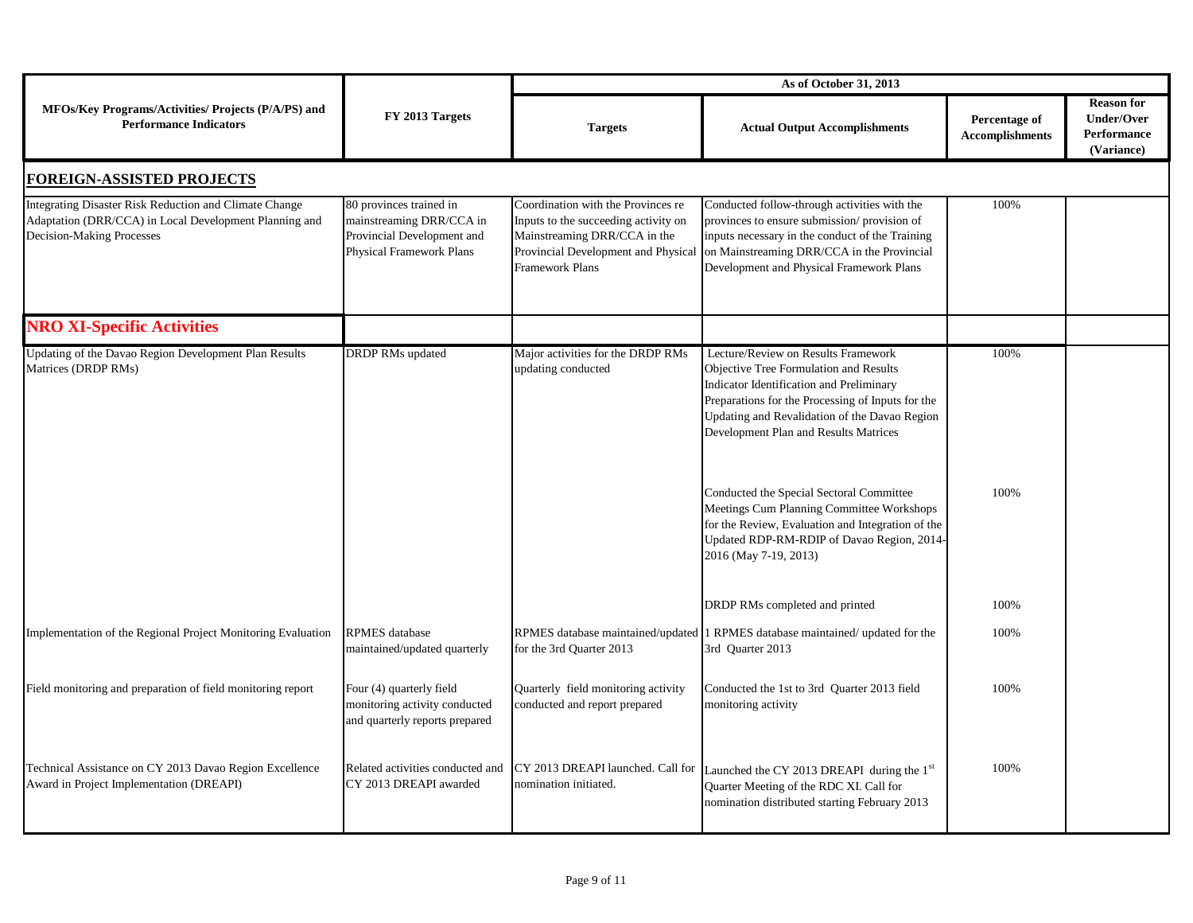| MFOs/Key Programs/Activities/ Projects (P/A/PS) and Performance Indicators | FY 2013 Targets | As of October 31, 2013 | | | |
|---|---|---|---|---|---|
| | | Targets | Actual Output Accomplishments | Percentage of Accomplishments | Reason for Under/Over Performance (Variance) |
| **FOREIGN-ASSISTED PROJECTS** | | | | | |
| Integrating Disaster Risk Reduction and Climate Change Adaptation (DRR/CCA) in Local Development Planning and Decision-Making Processes | 80 provinces trained in mainstreaming DRR/CCA in Provincial Development and Physical Framework Plans | Coordination with the Provinces re Inputs to the succeeding activity on Mainstreaming DRR/CCA in the Provincial Development and Physical Framework Plans | Conducted follow-through activities with the provinces to ensure submission/ provision of inputs necessary in the conduct of the Training on Mainstreaming DRR/CCA in the Provincial Development and Physical Framework Plans | 100% | |
| **NRO XI-Specific Activities** | | | | | |
| Updating of the Davao Region Development Plan Results Matrices (DRDP RMs) | DRDP RMs updated | Major activities for the DRDP RMs updating conducted | Lecture/Review on Results Framework Objective Tree Formulation and Results Indicator Identification and Preliminary Preparations for the Processing of Inputs for the Updating and Revalidation of the Davao Region Development Plan and Results Matrices | 100% | |
| | | | Conducted the Special Sectoral Committee Meetings Cum Planning Committee Workshops for the Review, Evaluation and Integration of the Updated RDP-RM-RDIP of Davao Region, 2014-2016 (May 7-19, 2013) | 100% | |
| | | | DRDP RMs completed and printed | 100% | |
| Implementation of the Regional Project Monitoring Evaluation | RPMES database maintained/updated quarterly | RPMES database maintained/updated for the 3rd Quarter 2013 | 1 RPMES database maintained/ updated for the 3rd Quarter 2013 | 100% | |
| Field monitoring and preparation of field monitoring report | Four (4) quarterly field monitoring activity conducted and quarterly reports prepared | Quarterly field monitoring activity conducted and report prepared | Conducted the 1st to 3rd Quarter 2013 field monitoring activity | 100% | |
| Technical Assistance on CY 2013 Davao Region Excellence Award in Project Implementation (DREAPI) | Related activities conducted and CY 2013 DREAPI awarded | CY 2013 DREAPI launched. Call for nomination initiated. | Launched the CY 2013 DREAPI during the 1st Quarter Meeting of the RDC XI. Call for nomination distributed starting February 2013 | 100% | |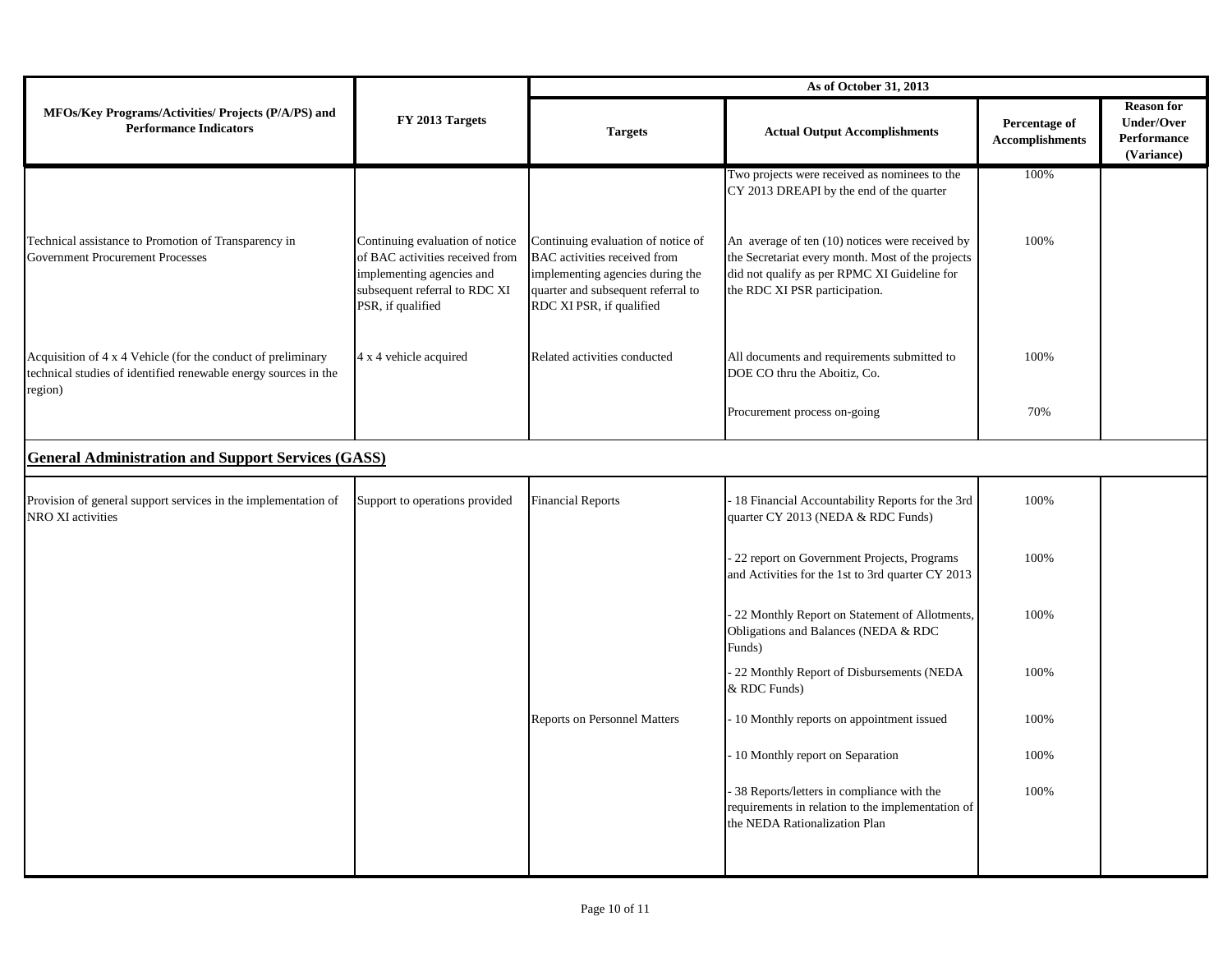| MFOs/Key Programs/Activities/ Projects (P/A/PS) and Performance Indicators | FY 2013 Targets | As of October 31, 2013 | | | |
|---|---|---|---|---|---|
| | | Targets | Actual Output Accomplishments | Percentage of Accomplishments | Reason for Under/Over Performance (Variance) |
| | | | Two projects were received as nominees to the CY 2013 DREAPI by the end of the quarter | 100% | |
| Technical assistance to Promotion of Transparency in Government Procurement Processes | Continuing evaluation of notice of BAC activities received from implementing agencies and subsequent referral to RDC XI PSR, if qualified | Continuing evaluation of notice of BAC activities received from implementing agencies during the quarter and subsequent referral to RDC XI PSR, if qualified | An average of ten (10) notices were received by the Secretariat every month. Most of the projects did not qualify as per RPMC XI Guideline for the RDC XI PSR participation. | 100% | |
| Acquisition of 4 x 4 Vehicle (for the conduct of preliminary technical studies of identified renewable energy sources in the region) | 4 x 4 vehicle acquired | Related activities conducted | All documents and requirements submitted to DOE CO thru the Aboitiz, Co. | 100% | |
| | | | Procurement process on-going | 70% | |
| **General Administration and Support Services (GASS)** | | | | | |
| Provision of general support services in the implementation of NRO XI activities | Support to operations provided | Financial Reports | - 18 Financial Accountability Reports for the 3rd quarter CY 2013 (NEDA & RDC Funds) | 100% | |
| | | | - 22 report on Government Projects, Programs and Activities for the 1st to 3rd quarter CY 2013 | 100% | |
| | | | - 22 Monthly Report on Statement of Allotments, Obligations and Balances (NEDA & RDC Funds) | 100% | |
| | | | - 22 Monthly Report of Disbursements (NEDA & RDC Funds) | 100% | |
| | | Reports on Personnel Matters | - 10 Monthly reports on appointment issued | 100% | |
| | | | - 10 Monthly report on Separation | 100% | |
| | | | - 38 Reports/letters in compliance with the requirements in relation to the implementation of the NEDA Rationalization Plan | 100% | |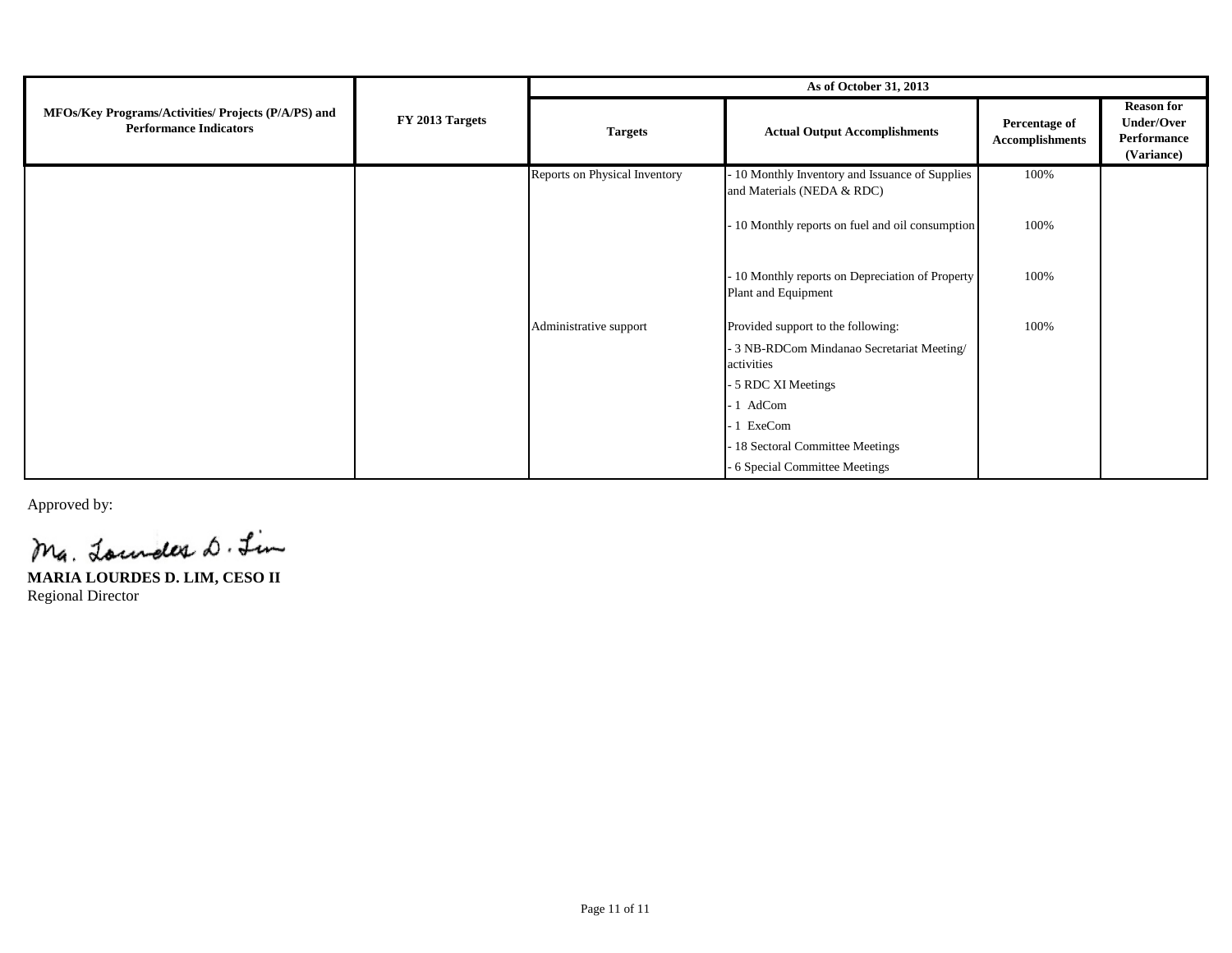| MFOs/Key Programs/Activities/ Projects (P/A/PS) and Performance Indicators | FY 2013 Targets | As of October 31, 2013 | | | |
|---|---|---|---|---|---|
| | | **Targets** | **Actual Output Accomplishments** | **Percentage of Accomplishments** | **Reason for Under/Over Performance (Variance)** |
| | | Reports on Physical Inventory | - 10 Monthly Inventory and Issuance of Supplies and Materials (NEDA & RDC) | 100% | |
| | | | - 10 Monthly reports on fuel and oil consumption | 100% | |
| | | | - 10 Monthly reports on Depreciation of Property Plant and Equipment | 100% | |
| | | Administrative support | Provided support to the following: | 100% | |
| | | | - 3 NB-RDCom Mindanao Secretariat Meeting/ activities | | |
| | | | - 5 RDC XI Meetings | | |
| | | | - 1 AdCom | | |
| | | | - 1 ExeCom | | |
| | | | - 18 Sectoral Committee Meetings | | |
| | | | - 6 Special Committee Meetings | | |

Approved by:

*Ma. Lourdes D. Lim*

**MARIA LOURDES D. LIM, CESO II**
Regional Director